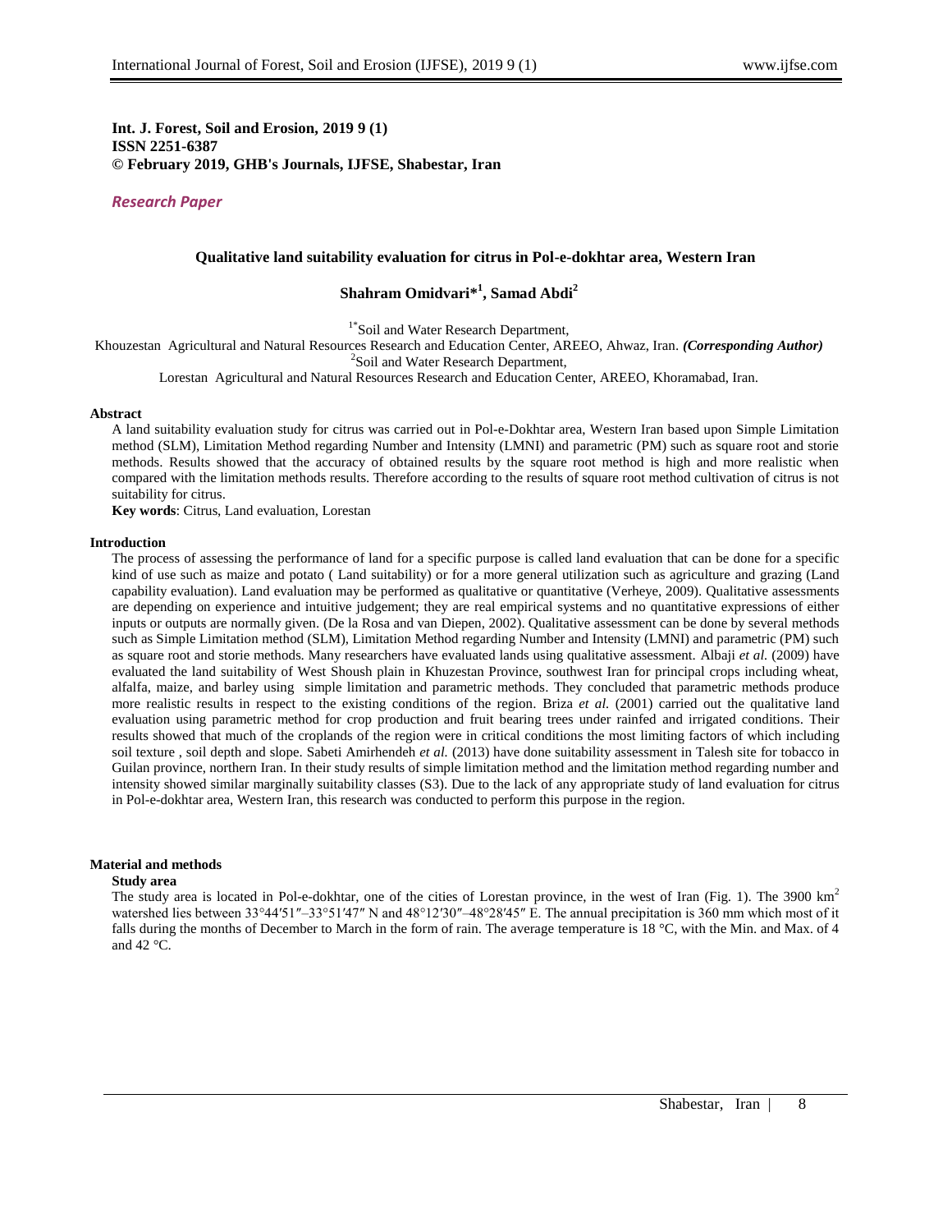**Int. J. Forest, Soil and Erosion, 2019 9 (1)**
**ISSN 2251-6387**
**© February 2019, GHB's Journals, IJFSE, Shabestar, Iran**

*Research Paper*

# Qualitative land suitability evaluation for citrus in Pol-e-dokhtar area, Western Iran

**Shahram Omidvari*[1], Samad Abdi[2]**

[1*]Soil and Water Research Department,
Khouzestan Agricultural and Natural Resources Research and Education Center, AREEO, Ahwaz, Iran. ***(Corresponding Author)***
[2]Soil and Water Research Department,
Lorestan Agricultural and Natural Resources Research and Education Center, AREEO, Khoramabad, Iran.

## Abstract

A land suitability evaluation study for citrus was carried out in Pol-e-Dokhtar area, Western Iran based upon Simple Limitation method (SLM), Limitation Method regarding Number and Intensity (LMNI) and parametric (PM) such as square root and storie methods. Results showed that the accuracy of obtained results by the square root method is high and more realistic when compared with the limitation methods results. Therefore according to the results of square root method cultivation of citrus is not suitability for citrus.

**Key words**: Citrus, Land evaluation, Lorestan

## Introduction

The process of assessing the performance of land for a specific purpose is called land evaluation that can be done for a specific kind of use such as maize and potato ( Land suitability) or for a more general utilization such as agriculture and grazing (Land capability evaluation). Land evaluation may be performed as qualitative or quantitative (Verheye, 2009). Qualitative assessments are depending on experience and intuitive judgement; they are real empirical systems and no quantitative expressions of either inputs or outputs are normally given. (De la Rosa and van Diepen, 2002). Qualitative assessment can be done by several methods such as Simple Limitation method (SLM), Limitation Method regarding Number and Intensity (LMNI) and parametric (PM) such as square root and storie methods. Many researchers have evaluated lands using qualitative assessment. Albaji *et al.* (2009) have evaluated the land suitability of West Shoush plain in Khuzestan Province, southwest Iran for principal crops including wheat, alfalfa, maize, and barley using simple limitation and parametric methods. They concluded that parametric methods produce more realistic results in respect to the existing conditions of the region. Briza *et al.* (2001) carried out the qualitative land evaluation using parametric method for crop production and fruit bearing trees under rainfed and irrigated conditions. Their results showed that much of the croplands of the region were in critical conditions the most limiting factors of which including soil texture , soil depth and slope. Sabeti Amirhendeh *et al.* (2013) have done suitability assessment in Talesh site for tobacco in Guilan province, northern Iran. In their study results of simple limitation method and the limitation method regarding number and intensity showed similar marginally suitability classes (S3). Due to the lack of any appropriate study of land evaluation for citrus in Pol-e-dokhtar area, Western Iran, this research was conducted to perform this purpose in the region.

## Material and methods

### Study area

The study area is located in Pol-e-dokhtar, one of the cities of Lorestan province, in the west of Iran (Fig. 1). The 3900 km$^2$ watershed lies between 33°44′51″–33°51′47″ N and 48°12′30″–48°28′45″ E. The annual precipitation is 360 mm which most of it falls during the months of December to March in the form of rain. The average temperature is 18 °C, with the Min. and Max. of 4 and 42 °C.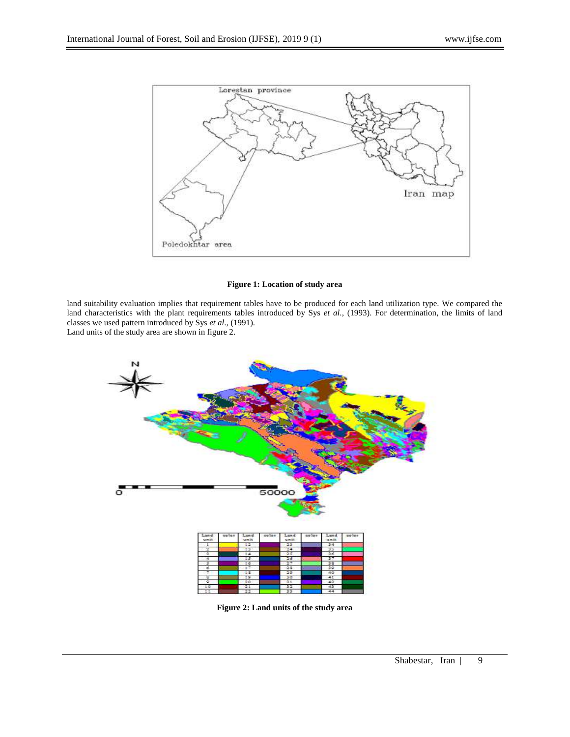**Figure 1: Location of study area**

land suitability evaluation implies that requirement tables have to be produced for each land utilization type. We compared the land characteristics with the plant requirements tables introduced by Sys *et al*., (1993). For determination, the limits of land classes we used pattern introduced by Sys *et al*., (1991).

Land units of the study area are shown in figure 2.

**Figure 2: Land units of the study area**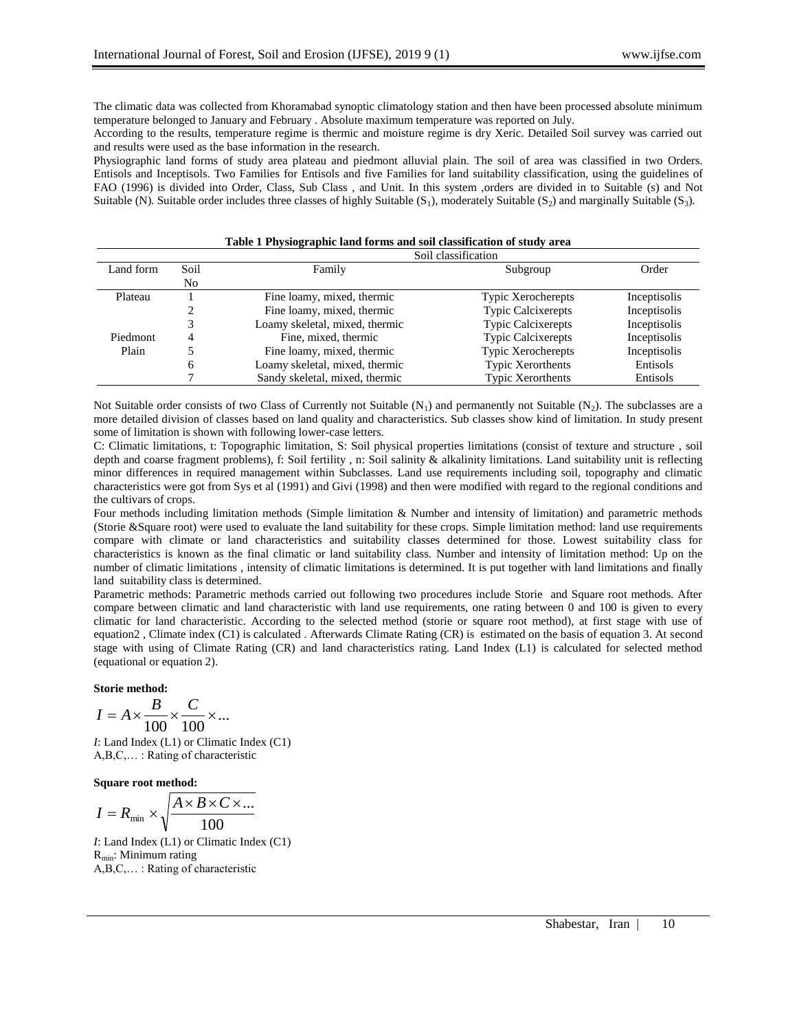The climatic data was collected from Khoramabad synoptic climatology station and then have been processed absolute minimum temperature belonged to January and February . Absolute maximum temperature was reported on July.

According to the results, temperature regime is thermic and moisture regime is dry Xeric. Detailed Soil survey was carried out and results were used as the base information in the research.

Physiographic land forms of study area plateau and piedmont alluvial plain. The soil of area was classified in two Orders. Entisols and Inceptisols. Two Families for Entisols and five Families for land suitability classification, using the guidelines of FAO (1996) is divided into Order, Class, Sub Class , and Unit. In this system ,orders are divided in to Suitable (s) and Not Suitable (N). Suitable order includes three classes of highly Suitable ($S_1$), moderately Suitable ($S_2$) and marginally Suitable ($S_3$).

**Table 1 Physiographic land forms and soil classification of study area**

| Land form | Soil No | Soil classification | | |
|---|---|---|---|---|
| | | Family | Subgroup | Order |
| Plateau | 1 | Fine loamy, mixed, thermic | Typic Xerocherepts | Inceptisolis |
| | 2 | Fine loamy, mixed, thermic | Typic Calcixerepts | Inceptisolis |
| | 3 | Loamy skeletal, mixed, thermic | Typic Calcixerepts | Inceptisolis |
| Piedmont | 4 | Fine, mixed, thermic | Typic Calcixerepts | Inceptisolis |
| Plain | 5 | Fine loamy, mixed, thermic | Typic Xerocherepts | Inceptisolis |
| | 6 | Loamy skeletal, mixed, thermic | Typic Xerorthents | Entisols |
| | 7 | Sandy skeletal, mixed, thermic | Typic Xerorthents | Entisols |

Not Suitable order consists of two Class of Currently not Suitable ($N_1$) and permanently not Suitable ($N_2$). The subclasses are a more detailed division of classes based on land quality and characteristics. Sub classes show kind of limitation. In study present some of limitation is shown with following lower-case letters.

C: Climatic limitations, t: Topographic limitation, S: Soil physical properties limitations (consist of texture and structure , soil depth and coarse fragment problems), f: Soil fertility , n: Soil salinity & alkalinity limitations. Land suitability unit is reflecting minor differences in required management within Subclasses. Land use requirements including soil, topography and climatic characteristics were got from Sys et al (1991) and Givi (1998) and then were modified with regard to the regional conditions and the cultivars of crops.

Four methods including limitation methods (Simple limitation & Number and intensity of limitation) and parametric methods (Storie &Square root) were used to evaluate the land suitability for these crops. Simple limitation method: land use requirements compare with climate or land characteristics and suitability classes determined for those. Lowest suitability class for characteristics is known as the final climatic or land suitability class. Number and intensity of limitation method: Up on the number of climatic limitations , intensity of climatic limitations is determined. It is put together with land limitations and finally land suitability class is determined.

Parametric methods: Parametric methods carried out following two procedures include Storie and Square root methods. After compare between climatic and land characteristic with land use requirements, one rating between 0 and 100 is given to every climatic for land characteristic. According to the selected method (storie or square root method), at first stage with use of equation2 , Climate index (C1) is calculated . Afterwards Climate Rating (CR) is estimated on the basis of equation 3. At second stage with using of Climate Rating (CR) and land characteristics rating. Land Index (L1) is calculated for selected method (equational or equation 2).

**Storie method:**

$$I = A \times \frac{B}{100} \times \frac{C}{100} \times ...$$

*I*: Land Index (L1) or Climatic Index (C1)
A,B,C,… : Rating of characteristic

**Square root method:**

$$I = R_{\min} \times \sqrt{\frac{A \times B \times C \times ...}{100}}$$

*I*: Land Index (L1) or Climatic Index (C1)
$R_{\min}$: Minimum rating
A,B,C,… : Rating of characteristic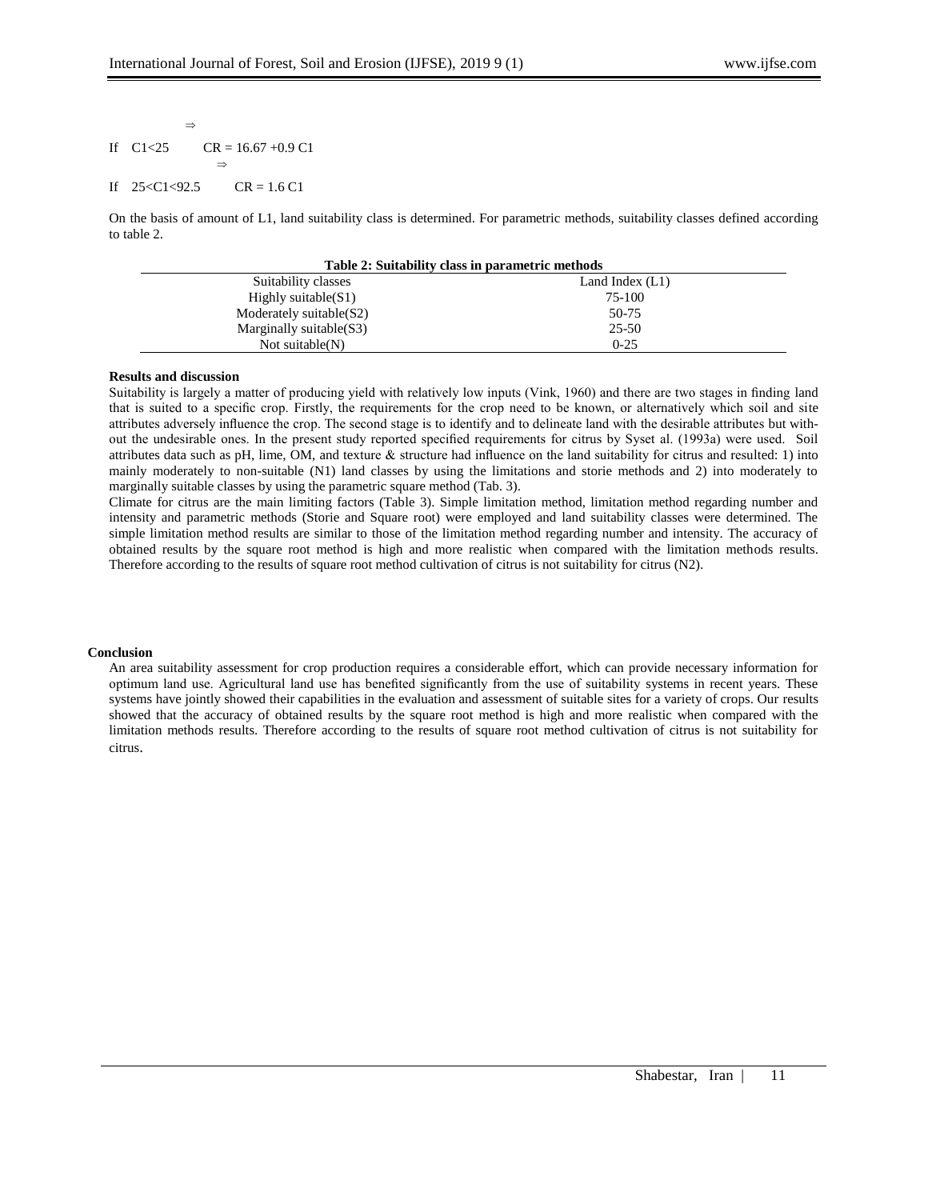If $C1<25 \Rightarrow CR = 16.67 + 0.9\ C1$

If $25<C1<92.5 \Rightarrow CR = 1.6\ C1$

On the basis of amount of L1, land suitability class is determined. For parametric methods, suitability classes defined according to table 2.

**Table 2: Suitability class in parametric methods**

| Suitability classes | Land Index (L1) |
|---|---|
| Highly suitable(S1) | 75-100 |
| Moderately suitable(S2) | 50-75 |
| Marginally suitable(S3) | 25-50 |
| Not suitable(N) | 0-25 |

## Results and discussion

Suitability is largely a matter of producing yield with relatively low inputs (Vink, 1960) and there are two stages in finding land that is suited to a specific crop. Firstly, the requirements for the crop need to be known, or alternatively which soil and site attributes adversely influence the crop. The second stage is to identify and to delineate land with the desirable attributes but without the undesirable ones. In the present study reported specified requirements for citrus by Syset al. (1993a) were used. Soil attributes data such as pH, lime, OM, and texture & structure had influence on the land suitability for citrus and resulted: 1) into mainly moderately to non-suitable (N1) land classes by using the limitations and storie methods and 2) into moderately to marginally suitable classes by using the parametric square method (Tab. 3).

Climate for citrus are the main limiting factors (Table 3). Simple limitation method, limitation method regarding number and intensity and parametric methods (Storie and Square root) were employed and land suitability classes were determined. The simple limitation method results are similar to those of the limitation method regarding number and intensity. The accuracy of obtained results by the square root method is high and more realistic when compared with the limitation methods results. Therefore according to the results of square root method cultivation of citrus is not suitability for citrus (N2).

## Conclusion

An area suitability assessment for crop production requires a considerable effort, which can provide necessary information for optimum land use. Agricultural land use has benefited significantly from the use of suitability systems in recent years. These systems have jointly showed their capabilities in the evaluation and assessment of suitable sites for a variety of crops. Our results showed that the accuracy of obtained results by the square root method is high and more realistic when compared with the limitation methods results. Therefore according to the results of square root method cultivation of citrus is not suitability for citrus.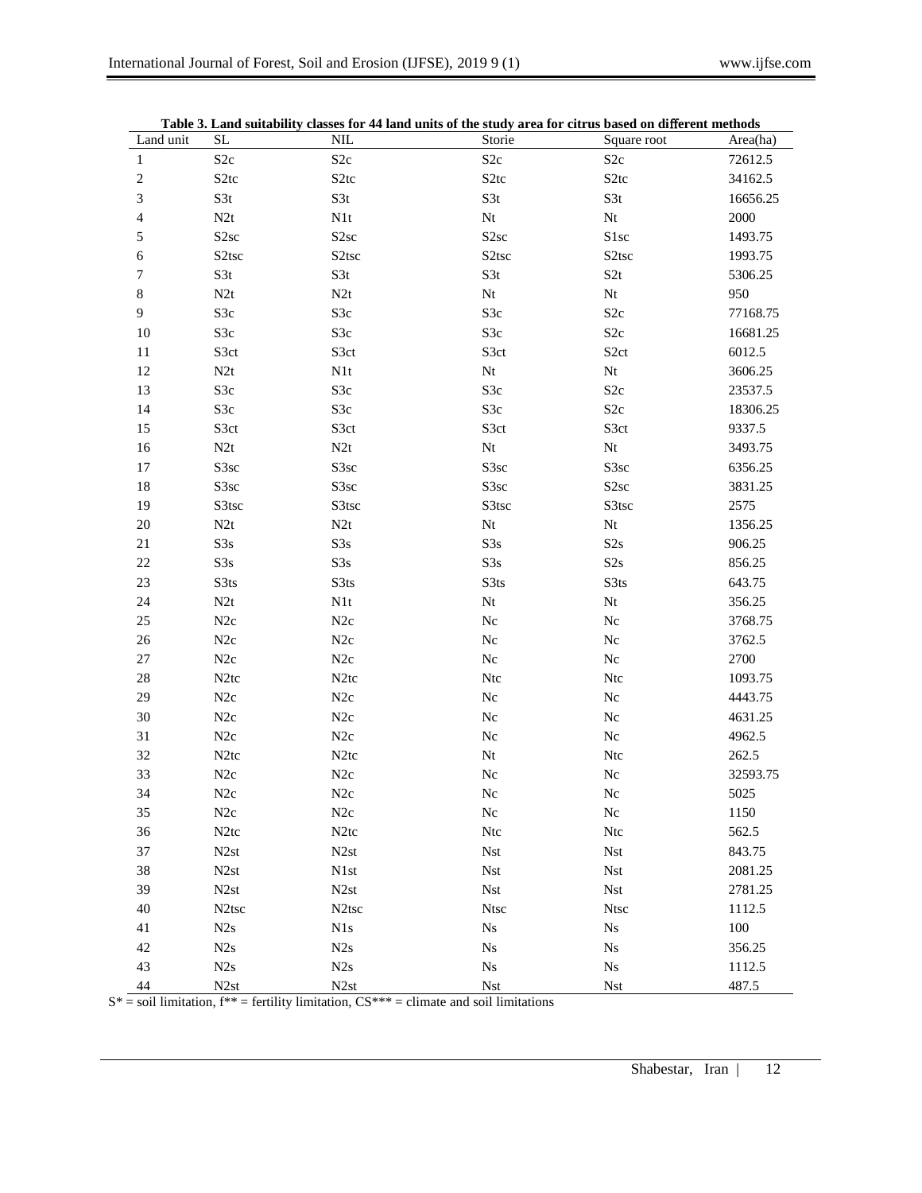**Table 3. Land suitability classes for 44 land units of the study area for citrus based on different methods**

| Land unit | SL | NIL | Storie | Square root | Area(ha) |
|---|---|---|---|---|---|
| 1 | S2c | S2c | S2c | S2c | 72612.5 |
| 2 | S2tc | S2tc | S2tc | S2tc | 34162.5 |
| 3 | S3t | S3t | S3t | S3t | 16656.25 |
| 4 | N2t | N1t | Nt | Nt | 2000 |
| 5 | S2sc | S2sc | S2sc | S1sc | 1493.75 |
| 6 | S2tsc | S2tsc | S2tsc | S2tsc | 1993.75 |
| 7 | S3t | S3t | S3t | S2t | 5306.25 |
| 8 | N2t | N2t | Nt | Nt | 950 |
| 9 | S3c | S3c | S3c | S2c | 77168.75 |
| 10 | S3c | S3c | S3c | S2c | 16681.25 |
| 11 | S3ct | S3ct | S3ct | S2ct | 6012.5 |
| 12 | N2t | N1t | Nt | Nt | 3606.25 |
| 13 | S3c | S3c | S3c | S2c | 23537.5 |
| 14 | S3c | S3c | S3c | S2c | 18306.25 |
| 15 | S3ct | S3ct | S3ct | S3ct | 9337.5 |
| 16 | N2t | N2t | Nt | Nt | 3493.75 |
| 17 | S3sc | S3sc | S3sc | S3sc | 6356.25 |
| 18 | S3sc | S3sc | S3sc | S2sc | 3831.25 |
| 19 | S3tsc | S3tsc | S3tsc | S3tsc | 2575 |
| 20 | N2t | N2t | Nt | Nt | 1356.25 |
| 21 | S3s | S3s | S3s | S2s | 906.25 |
| 22 | S3s | S3s | S3s | S2s | 856.25 |
| 23 | S3ts | S3ts | S3ts | S3ts | 643.75 |
| 24 | N2t | N1t | Nt | Nt | 356.25 |
| 25 | N2c | N2c | Nc | Nc | 3768.75 |
| 26 | N2c | N2c | Nc | Nc | 3762.5 |
| 27 | N2c | N2c | Nc | Nc | 2700 |
| 28 | N2tc | N2tc | Ntc | Ntc | 1093.75 |
| 29 | N2c | N2c | Nc | Nc | 4443.75 |
| 30 | N2c | N2c | Nc | Nc | 4631.25 |
| 31 | N2c | N2c | Nc | Nc | 4962.5 |
| 32 | N2tc | N2tc | Nt | Ntc | 262.5 |
| 33 | N2c | N2c | Nc | Nc | 32593.75 |
| 34 | N2c | N2c | Nc | Nc | 5025 |
| 35 | N2c | N2c | Nc | Nc | 1150 |
| 36 | N2tc | N2tc | Ntc | Ntc | 562.5 |
| 37 | N2st | N2st | Nst | Nst | 843.75 |
| 38 | N2st | N1st | Nst | Nst | 2081.25 |
| 39 | N2st | N2st | Nst | Nst | 2781.25 |
| 40 | N2tsc | N2tsc | Ntsc | Ntsc | 1112.5 |
| 41 | N2s | N1s | Ns | Ns | 100 |
| 42 | N2s | N2s | Ns | Ns | 356.25 |
| 43 | N2s | N2s | Ns | Ns | 1112.5 |
| 44 | N2st | N2st | Nst | Nst | 487.5 |

S* = soil limitation, f** = fertility limitation, CS*** = climate and soil limitations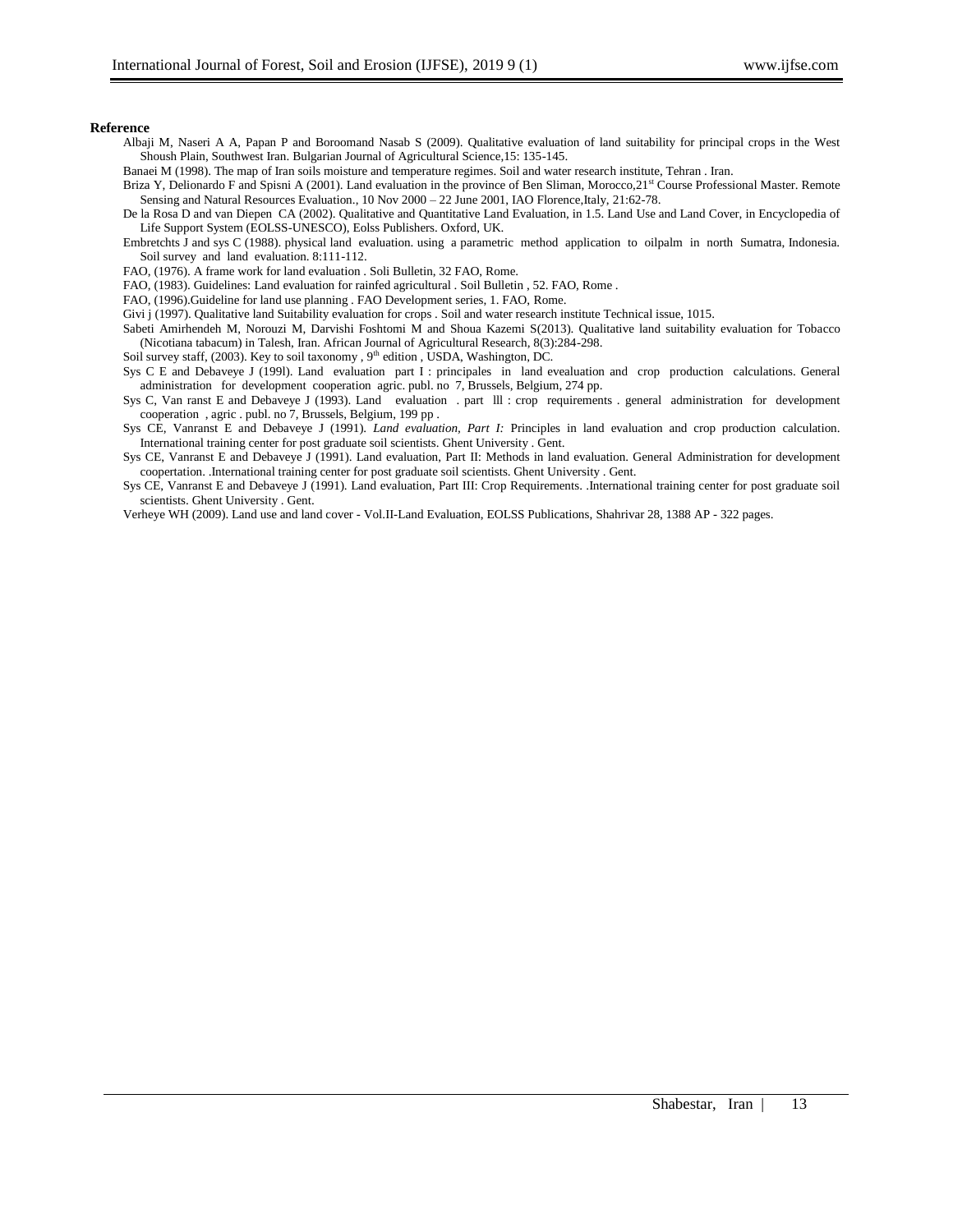**Reference**

Albaji M, Naseri A A, Papan P and Boroomand Nasab S (2009). Qualitative evaluation of land suitability for principal crops in the West Shoush Plain, Southwest Iran. Bulgarian Journal of Agricultural Science,15: 135-145.

Banaei M (1998). The map of Iran soils moisture and temperature regimes. Soil and water research institute, Tehran . Iran.

Briza Y, Delionardo F and Spisni A (2001). Land evaluation in the province of Ben Sliman, Morocco,21st Course Professional Master. Remote Sensing and Natural Resources Evaluation., 10 Nov 2000 – 22 June 2001, IAO Florence,Italy, 21:62-78.

De la Rosa D and van Diepen CA (2002). Qualitative and Quantitative Land Evaluation, in 1.5. Land Use and Land Cover, in Encyclopedia of Life Support System (EOLSS-UNESCO), Eolss Publishers. Oxford, UK.

Embretchts J and sys C (1988). physical land evaluation. using a parametric method application to oilpalm in north Sumatra, Indonesia. Soil survey and land evaluation. 8:111-112.

FAO, (1976). A frame work for land evaluation . Soli Bulletin, 32 FAO, Rome.

FAO, (1983). Guidelines: Land evaluation for rainfed agricultural . Soil Bulletin , 52. FAO, Rome .

FAO, (1996).Guideline for land use planning . FAO Development series, 1. FAO, Rome.

Givi j (1997). Qualitative land Suitability evaluation for crops . Soil and water research institute Technical issue, 1015.

Sabeti Amirhendeh M, Norouzi M, Darvishi Foshtomi M and Shoua Kazemi S(2013). Qualitative land suitability evaluation for Tobacco (Nicotiana tabacum) in Talesh, Iran. African Journal of Agricultural Research, 8(3):284-298.

Soil survey staff, (2003). Key to soil taxonomy , 9th edition , USDA, Washington, DC.

Sys C E and Debaveye J (199l). Land evaluation part I : principales in land evealuation and crop production calculations. General administration for development cooperation agric. publ. no 7, Brussels, Belgium, 274 pp.

Sys C, Van ranst E and Debaveye J (1993). Land evaluation . part lll : crop requirements . general administration for development cooperation , agric . publ. no 7, Brussels, Belgium, 199 pp .

Sys CE, Vanranst E and Debaveye J (1991). *Land evaluation, Part I:* Principles in land evaluation and crop production calculation. International training center for post graduate soil scientists. Ghent University . Gent.

Sys CE, Vanranst E and Debaveye J (1991). Land evaluation, Part II: Methods in land evaluation. General Administration for development coopertation. .International training center for post graduate soil scientists. Ghent University . Gent.

Sys CE, Vanranst E and Debaveye J (1991). Land evaluation, Part III: Crop Requirements. .International training center for post graduate soil scientists. Ghent University . Gent.

Verheye WH (2009). Land use and land cover - Vol.II-Land Evaluation, EOLSS Publications, Shahrivar 28, 1388 AP - 322 pages.